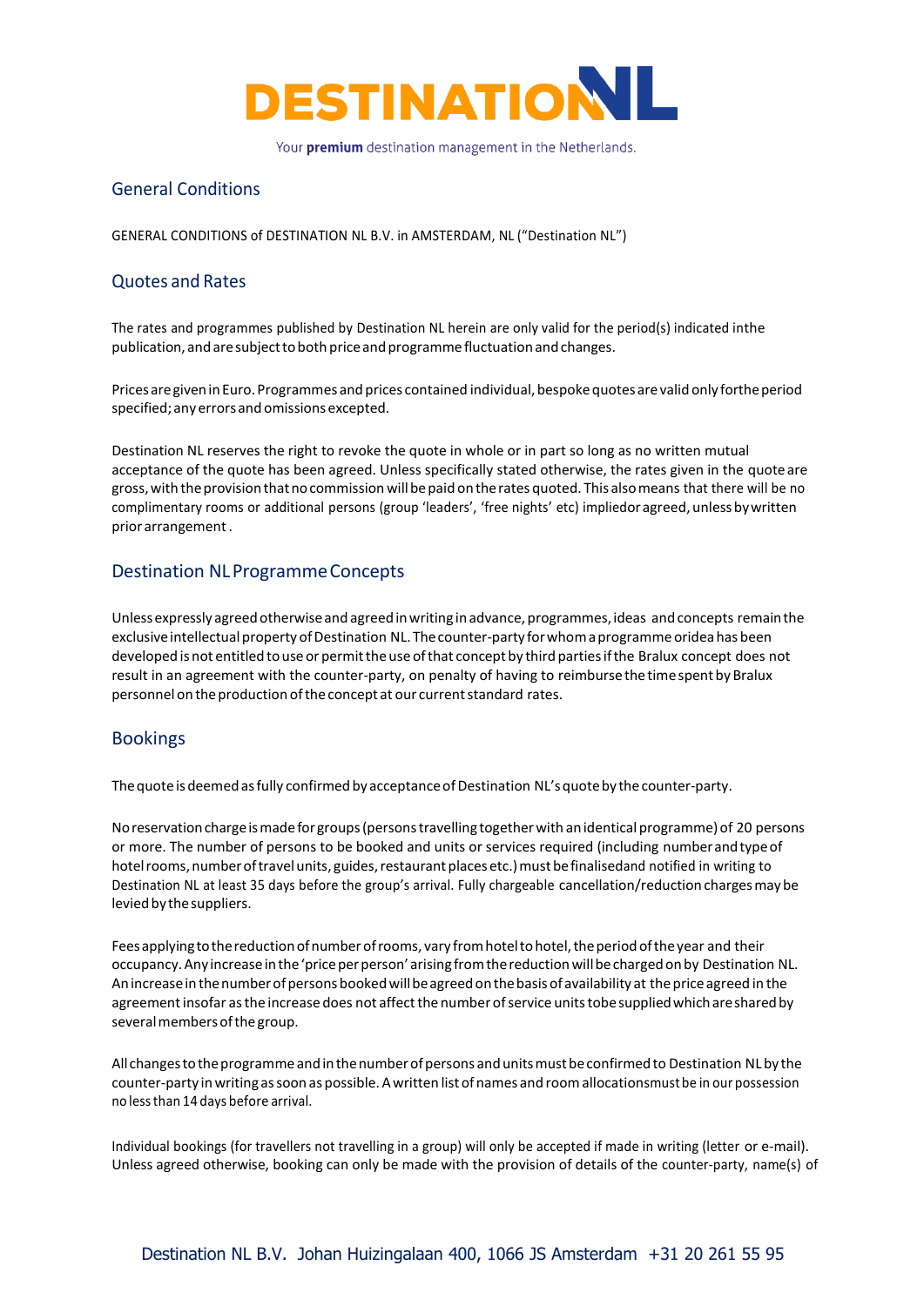# DESTINATIONNL

Your **premium** destination management in the Netherlands.

## General Conditions

GENERAL CONDITIONS of DESTINATION NL B.V. in AMSTERDAM, NL ("Destination NL")

## Quotes and Rates

The rates and programmes published by Destination NL herein are only valid for the period(s) indicated inthe publication, and are subject to both price and programme fluctuation and changes.

Prices are given in Euro. Programmes and prices contained individual, bespoke quotes are valid only forthe period specified; any errors and omissions excepted.

Destination NL reserves the right to revoke the quote in whole or in part so long as no written mutual acceptance of the quote has been agreed. Unless specifically stated otherwise, the rates given in the quote are gross, with the provision that no commission will be paid on the rates quoted. This also means that there will be no complimentary rooms or additional persons (group 'leaders', 'free nights' etc) impliedor agreed, unless bywritten prior arrangement .

## Destination NL Programme Concepts

Unless expressly agreed otherwise and agreed in writing in advance, programmes, ideas and concepts remain the exclusive intellectual property of Destination NL. The counter-party for whom a programme oridea has been developed is not entitled to use or permit the use of that concept by third parties if the Bralux concept does not result in an agreement with the counter-party, on penalty of having to reimburse the time spent by Bralux personnel on the production of the concept at our current standard rates.

## Bookings

The quote is deemed as fully confirmed by acceptance of Destination NL's quote by the counter-party.

No reservation charge is made for groups (persons travelling together with an identical programme) of 20 persons or more. The number of persons to be booked and units or services required (including number and type of hotel rooms, number of travel units, guides, restaurant places etc.) must be finalisedand notified in writing to Destination NL at least 35 days before the group's arrival. Fully chargeable cancellation/reduction charges may be levied by the suppliers.

Fees applying to the reduction of number of rooms, vary from hotel to hotel, the period of the year and their occupancy. Any increase in the 'price per person' arising from the reduction will be charged on by Destination NL. An increase in the number of persons booked will be agreed on the basis of availability at the price agreed in the agreement insofar as the increase does not affect the number of service units tobe supplied which are shared by several members of the group.

All changes to the programme and in the number of persons and units must be confirmed to Destination NL by the counter-party in writing as soon as possible. A written list of names and room allocationsmust be in our possession no less than 14 days before arrival.

Individual bookings (for travellers not travelling in a group) will only be accepted if made in writing (letter or e-mail). Unless agreed otherwise, booking can only be made with the provision of details of the counter-party, name(s) of

Destination NL B.V. Johan Huizingalaan 400, 1066 JS Amsterdam +31 20 261 55 95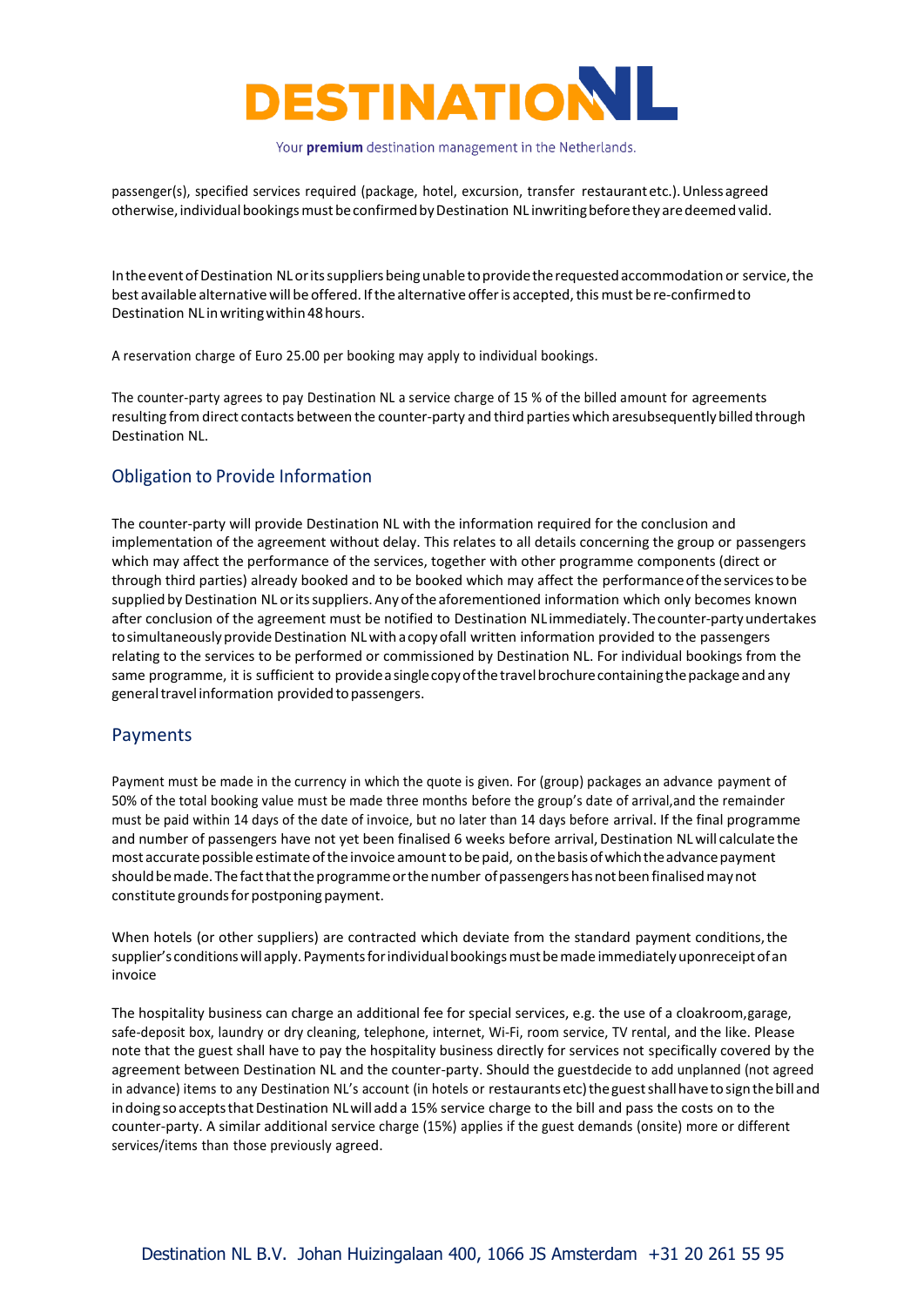passenger(s), specified services required (package, hotel, excursion, transfer restaurant etc.). Unless agreed otherwise, individual bookings must be confirmed by Destination NL in writing before they are deemed valid.

In the event of Destination NL or its suppliers being unable to provide the requested accommodation or service, the best available alternative will be offered. If the alternative offer is accepted, this must be re-confirmed to Destination NL in writing within 48 hours.

A reservation charge of Euro 25.00 per booking may apply to individual bookings.

The counter-party agrees to pay Destination NL a service charge of 15 % of the billed amount for agreements resulting from direct contacts between the counter-party and third parties which are subsequently billed through Destination NL.

## Obligation to Provide Information

The counter-party will provide Destination NL with the information required for the conclusion and implementation of the agreement without delay. This relates to all details concerning the group or passengers which may affect the performance of the services, together with other programme components (direct or through third parties) already booked and to be booked which may affect the performance of the services to be supplied by Destination NL or its suppliers. Any of the aforementioned information which only becomes known after conclusion of the agreement must be notified to Destination NL immediately. The counter-party undertakes to simultaneously provide Destination NL with a copy of all written information provided to the passengers relating to the services to be performed or commissioned by Destination NL. For individual bookings from the same programme, it is sufficient to provide a single copy of the travel brochure containing the package and any general travel information provided to passengers.

## Payments

Payment must be made in the currency in which the quote is given. For (group) packages an advance payment of 50% of the total booking value must be made three months before the group's date of arrival, and the remainder must be paid within 14 days of the date of invoice, but no later than 14 days before arrival. If the final programme and number of passengers have not yet been finalised 6 weeks before arrival, Destination NL will calculate the most accurate possible estimate of the invoice amount to be paid, on the basis of which the advance payment should be made. The fact that the programme or the number of passengers has not been finalised may not constitute grounds for postponing payment.

When hotels (or other suppliers) are contracted which deviate from the standard payment conditions, the supplier's conditions will apply. Payments for individual bookings must be made immediately upon receipt of an invoice

The hospitality business can charge an additional fee for special services, e.g. the use of a cloakroom, garage, safe-deposit box, laundry or dry cleaning, telephone, internet, Wi-Fi, room service, TV rental, and the like. Please note that the guest shall have to pay the hospitality business directly for services not specifically covered by the agreement between Destination NL and the counter-party. Should the guest decide to add unplanned (not agreed in advance) items to any Destination NL's account (in hotels or restaurants etc) the guest shall have to sign the bill and in doing so accepts that Destination NL will add a 15% service charge to the bill and pass the costs on to the counter-party. A similar additional service charge (15%) applies if the guest demands (onsite) more or different services/items than those previously agreed.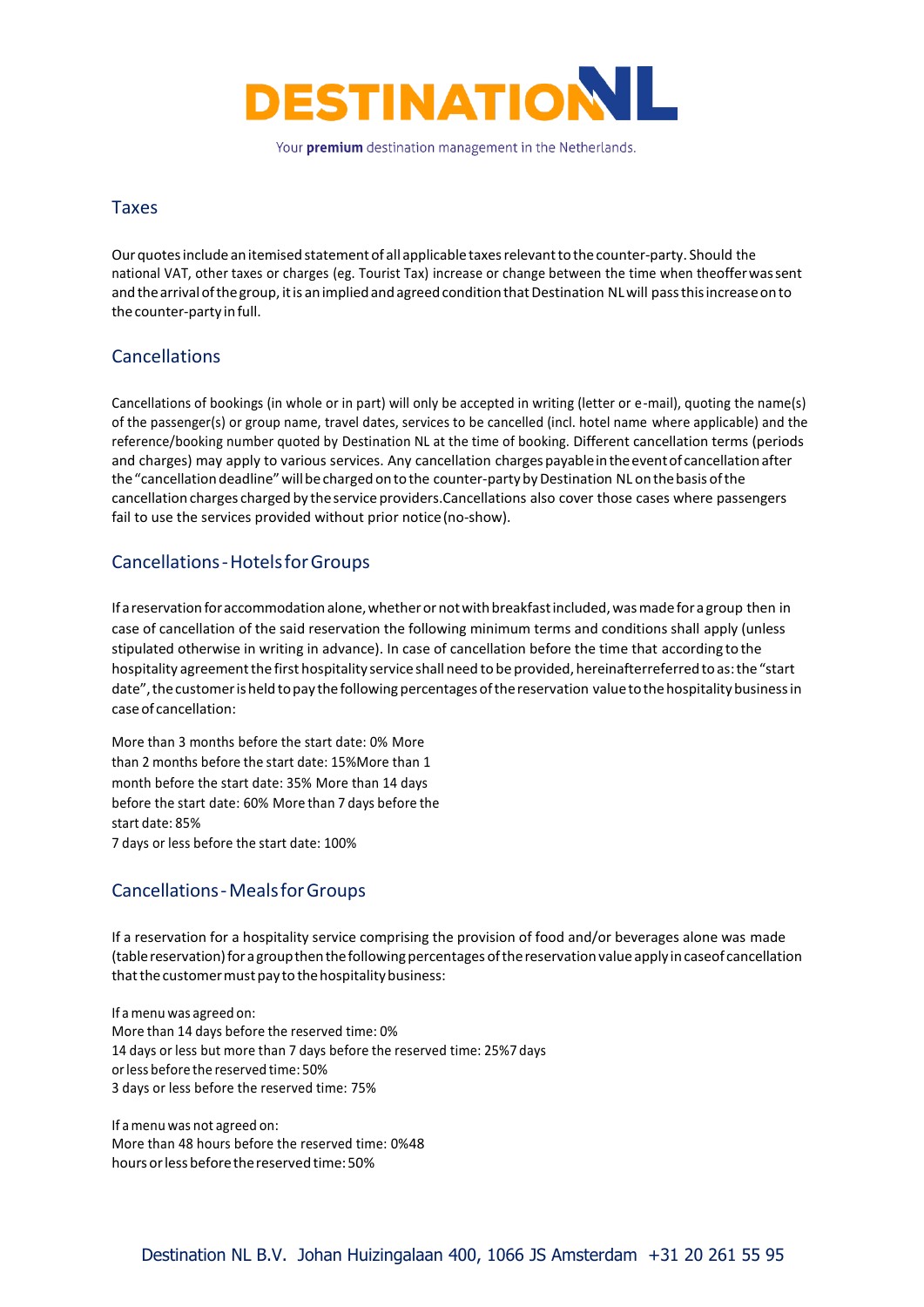## Taxes

Our quotes include an itemised statement of all applicable taxes relevant to the counter-party. Should the national VAT, other taxes or charges (eg. Tourist Tax) increase or change between the time when the offer was sent and the arrival of the group, it is an implied and agreed condition that Destination NL will pass this increase on to the counter-party in full.

## Cancellations

Cancellations of bookings (in whole or in part) will only be accepted in writing (letter or e-mail), quoting the name(s) of the passenger(s) or group name, travel dates, services to be cancelled (incl. hotel name where applicable) and the reference/booking number quoted by Destination NL at the time of booking. Different cancellation terms (periods and charges) may apply to various services. Any cancellation charges payable in the event of cancellation after the "cancellation deadline" will be charged on to the counter-party by Destination NL on the basis of the cancellation charges charged by the service providers. Cancellations also cover those cases where passengers fail to use the services provided without prior notice (no-show).

## Cancellations - Hotels for Groups

If a reservation for accommodation alone, whether or not with breakfast included, was made for a group then in case of cancellation of the said reservation the following minimum terms and conditions shall apply (unless stipulated otherwise in writing in advance). In case of cancellation before the time that according to the hospitality agreement the first hospitality service shall need to be provided, hereinafter referred to as: the "start date", the customer is held to pay the following percentages of the reservation value to the hospitality business in case of cancellation:

More than 3 months before the start date: 0%
More than 2 months before the start date: 15%
More than 1 month before the start date: 35%
More than 14 days before the start date: 60%
More than 7 days before the start date: 85%
7 days or less before the start date: 100%

## Cancellations - Meals for Groups

If a reservation for a hospitality service comprising the provision of food and/or beverages alone was made (table reservation) for a group then the following percentages of the reservation value apply in case of cancellation that the customer must pay to the hospitality business:

If a menu was agreed on:
More than 14 days before the reserved time: 0%
14 days or less but more than 7 days before the reserved time: 25%
7 days or less before the reserved time: 50%
3 days or less before the reserved time: 75%

If a menu was not agreed on:
More than 48 hours before the reserved time: 0%
48 hours or less before the reserved time: 50%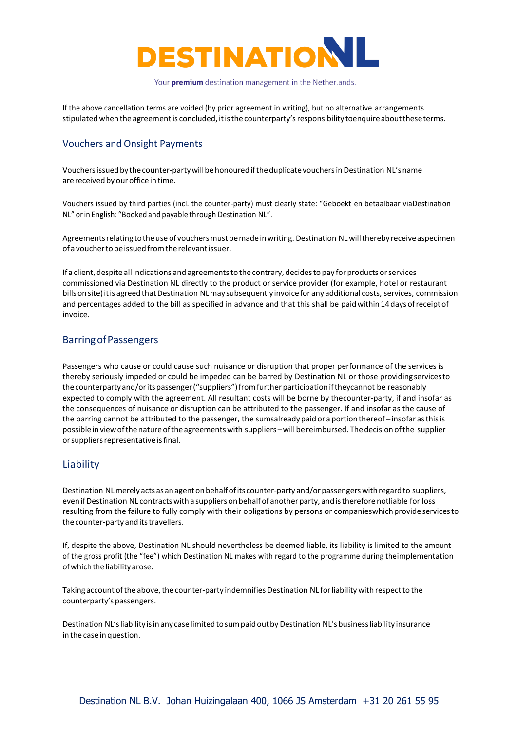If the above cancellation terms are voided (by prior agreement in writing), but no alternative arrangements stipulated when the agreement is concluded, it is the counterparty's responsibility toenquire about these terms.

## Vouchers and Onsight Payments

Vouchers issued by the counter-party will be honoured if the duplicate vouchers in Destination NL's name are received by our office in time.

Vouchers issued by third parties (incl. the counter-party) must clearly state: "Geboekt en betaalbaar viaDestination NL" or in English: "Booked and payable through Destination NL".

Agreements relating to the use of vouchers must be made in writing. Destination NL will thereby receive aspecimen of a voucher to be issued from the relevant issuer.

If a client, despite all indications and agreements to the contrary, decides to pay for products or services commissioned via Destination NL directly to the product or service provider (for example, hotel or restaurant bills on site) it is agreed that Destination NL may subsequently invoice for any additional costs, services, commission and percentages added to the bill as specified in advance and that this shall be paid within 14 days of receipt of invoice.

## Barring of Passengers

Passengers who cause or could cause such nuisance or disruption that proper performance of the services is thereby seriously impeded or could be impeded can be barred by Destination NL or those providing services to the counterparty and/or its passenger ("suppliers") from further participation if theycannot be reasonably expected to comply with the agreement. All resultant costs will be borne by thecounter-party, if and insofar as the consequences of nuisance or disruption can be attributed to the passenger. If and insofar as the cause of the barring cannot be attributed to the passenger, the sumsalready paid or a portion thereof – insofar as this is possible in view of the nature of the agreements with suppliers – will be reimbursed. The decision of the supplier or suppliers representative is final.

## Liability

Destination NL merely acts as an agent on behalf of its counter-party and/or passengers with regard to suppliers, even if Destination NL contracts with a suppliers on behalf of another party, and is therefore notliable for loss resulting from the failure to fully comply with their obligations by persons or companieswhich provide services to the counter-party and its travellers.

If, despite the above, Destination NL should nevertheless be deemed liable, its liability is limited to the amount of the gross profit (the "fee") which Destination NL makes with regard to the programme during theimplementation of which the liability arose.

Taking account of the above, the counter-party indemnifies Destination NL for liability with respect to the counterparty's passengers.

Destination NL's liability is in any case limited to sum paid out by Destination NL's business liability insurance in the case in question.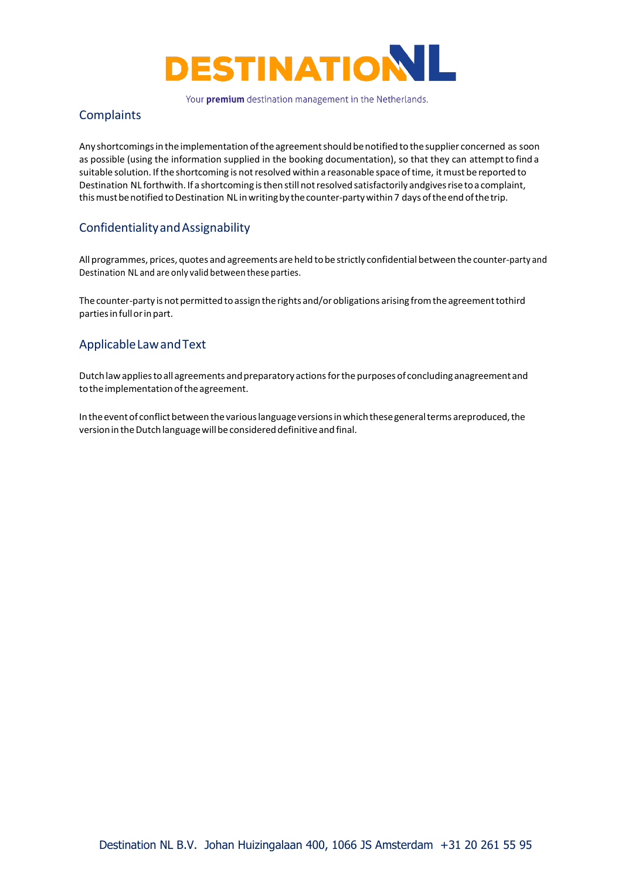## Complaints

Any shortcomings in the implementation of the agreement should be notified to the supplier concerned as soon as possible (using the information supplied in the booking documentation), so that they can attempt to find a suitable solution. If the shortcoming is not resolved within a reasonable space of time, it must be reported to Destination NL forthwith. If a shortcoming is then still not resolved satisfactorily and gives rise to a complaint, this must be notified to Destination NL in writing by the counter-party within 7 days of the end of the trip.

## Confidentiality and Assignability

All programmes, prices, quotes and agreements are held to be strictly confidential between the counter-party and Destination NL and are only valid between these parties.

The counter-party is not permitted to assign the rights and/or obligations arising from the agreement to third parties in full or in part.

## Applicable Law and Text

Dutch law applies to all agreements and preparatory actions for the purposes of concluding an agreement and to the implementation of the agreement.

In the event of conflict between the various language versions in which these general terms are reproduced, the version in the Dutch language will be considered definitive and final.